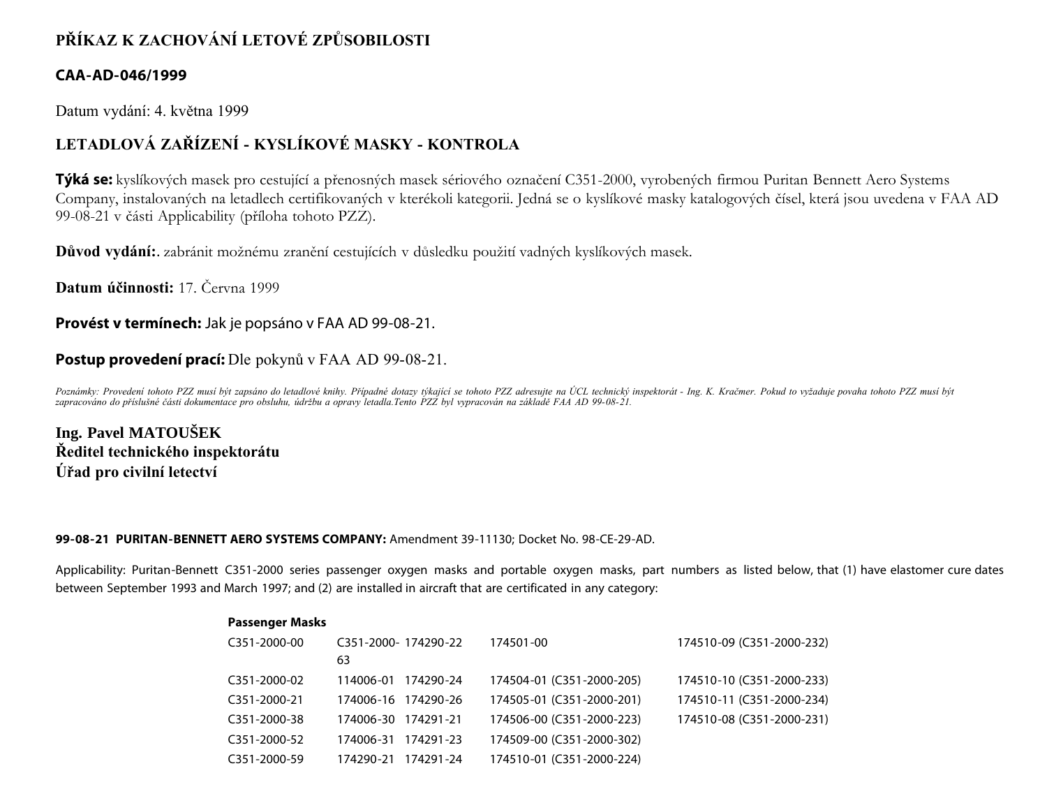# PŘÍKAZ K ZACHOVÁNÍ LETOVÉ ZPŮSOBILOSTI

## CAA-AD-046/1999

Datum vydání: 4. května 1999

## LETADLOVÁ ZAŘÍZENÍ - KYSLÍKOVÉ MASKY - KONTROLA

**Týká se:** kyslíkových masek pro cestující a přenosných masek sériového označení C351-2000, vyrobených firmou Puritan Bennett Aero Systems Company, instalovaných na letadlech certifikovaných v kterékoli kategorii. Jedná se o kyslíkové masky katalogových čísel, která jsou uvedena v FAA AD 99-08-21 v části Applicability (příloha tohoto PZZ).

**Důvod vydání:**. zabránit možnému zranění cestujících v důsledku použití vadných kyslíkových masek.

**Datum účinnosti:** 17. Června 1999

**Provést v termínech:** Jak je popsáno v FAA AD 99-08-21.

**Postup provedení prací:** Dle pokynů v FAA AD 99-08-21.

*Poznámky: Provedení tohoto PZZ musí být zapsáno do letadlové knihy. Případné dotazy týkající se tohoto PZZ adresujte na ÚCL technický inspektorát - Ing. K. Kračmer. Pokud to vyžaduje povaha tohoto PZZ musí být zapracováno do příslušné části dokumentace pro obsluhu, údržbu a opravy letadla.Tento PZZ byl vypracován na základě FAA AD 99-08-21.*

**Ing. Pavel MATOUŠEK**
**Ředitel technického inspektorátu**
**Úřad pro civilní letectví**

**99-08-21 PURITAN-BENNETT AERO SYSTEMS COMPANY:** Amendment 39-11130; Docket No. 98-CE-29-AD.

Applicability: Puritan-Bennett C351-2000 series passenger oxygen masks and portable oxygen masks, part numbers as listed below, that (1) have elastomer cure dates between September 1993 and March 1997; and (2) are installed in aircraft that are certificated in any category:

**Passenger Masks**

| | | | | |
|---|---|---|---|---|
| C351-2000-00 | C351-2000-63 | 174290-22 | 174501-00 | 174510-09 (C351-2000-232) |
| C351-2000-02 | 114006-01 | 174290-24 | 174504-01 (C351-2000-205) | 174510-10 (C351-2000-233) |
| C351-2000-21 | 174006-16 | 174290-26 | 174505-01 (C351-2000-201) | 174510-11 (C351-2000-234) |
| C351-2000-38 | 174006-30 | 174291-21 | 174506-00 (C351-2000-223) | 174510-08 (C351-2000-231) |
| C351-2000-52 | 174006-31 | 174291-23 | 174509-00 (C351-2000-302) | |
| C351-2000-59 | 174290-21 | 174291-24 | 174510-01 (C351-2000-224) | |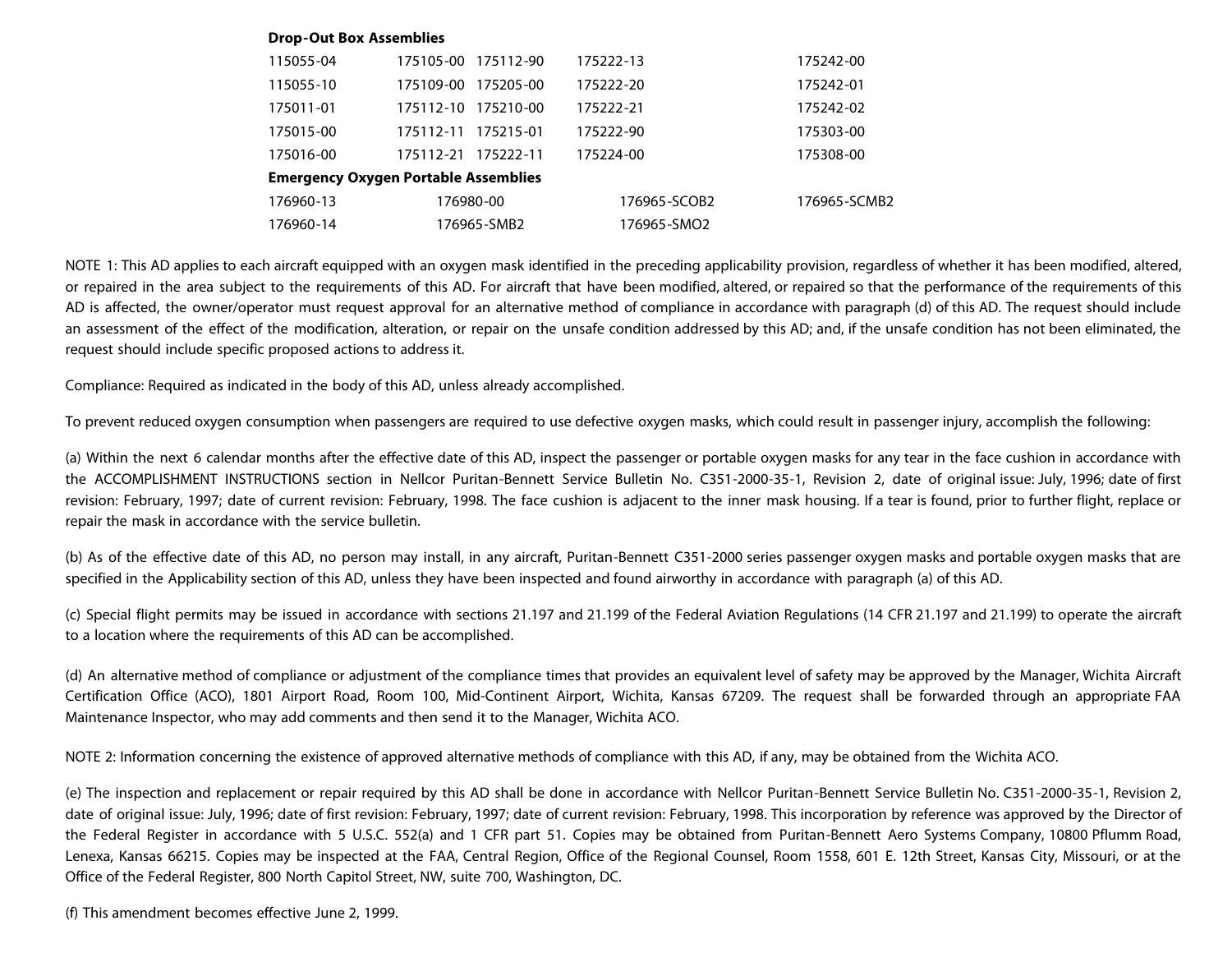**Drop-Out Box Assemblies**

| | | | | |
|---|---|---|---|---|
| 115055-04 | 175105-00 | 175112-90 | 175222-13 | 175242-00 |
| 115055-10 | 175109-00 | 175205-00 | 175222-20 | 175242-01 |
| 175011-01 | 175112-10 | 175210-00 | 175222-21 | 175242-02 |
| 175015-00 | 175112-11 | 175215-01 | 175222-90 | 175303-00 |
| 175016-00 | 175112-21 | 175222-11 | 175224-00 | 175308-00 |

**Emergency Oxygen Portable Assemblies**

| | | | |
|---|---|---|---|
| 176960-13 | 176980-00 | 176965-SCOB2 | 176965-SCMB2 |
| 176960-14 | 176965-SMB2 | 176965-SMO2 | |

NOTE 1: This AD applies to each aircraft equipped with an oxygen mask identified in the preceding applicability provision, regardless of whether it has been modified, altered, or repaired in the area subject to the requirements of this AD. For aircraft that have been modified, altered, or repaired so that the performance of the requirements of this AD is affected, the owner/operator must request approval for an alternative method of compliance in accordance with paragraph (d) of this AD. The request should include an assessment of the effect of the modification, alteration, or repair on the unsafe condition addressed by this AD; and, if the unsafe condition has not been eliminated, the request should include specific proposed actions to address it.

Compliance: Required as indicated in the body of this AD, unless already accomplished.

To prevent reduced oxygen consumption when passengers are required to use defective oxygen masks, which could result in passenger injury, accomplish the following:

(a) Within the next 6 calendar months after the effective date of this AD, inspect the passenger or portable oxygen masks for any tear in the face cushion in accordance with the ACCOMPLISHMENT INSTRUCTIONS section in Nellcor Puritan-Bennett Service Bulletin No. C351-2000-35-1, Revision 2, date of original issue: July, 1996; date of first revision: February, 1997; date of current revision: February, 1998. The face cushion is adjacent to the inner mask housing. If a tear is found, prior to further flight, replace or repair the mask in accordance with the service bulletin.

(b) As of the effective date of this AD, no person may install, in any aircraft, Puritan-Bennett C351-2000 series passenger oxygen masks and portable oxygen masks that are specified in the Applicability section of this AD, unless they have been inspected and found airworthy in accordance with paragraph (a) of this AD.

(c) Special flight permits may be issued in accordance with sections 21.197 and 21.199 of the Federal Aviation Regulations (14 CFR 21.197 and 21.199) to operate the aircraft to a location where the requirements of this AD can be accomplished.

(d) An alternative method of compliance or adjustment of the compliance times that provides an equivalent level of safety may be approved by the Manager, Wichita Aircraft Certification Office (ACO), 1801 Airport Road, Room 100, Mid-Continent Airport, Wichita, Kansas 67209. The request shall be forwarded through an appropriate FAA Maintenance Inspector, who may add comments and then send it to the Manager, Wichita ACO.

NOTE 2: Information concerning the existence of approved alternative methods of compliance with this AD, if any, may be obtained from the Wichita ACO.

(e) The inspection and replacement or repair required by this AD shall be done in accordance with Nellcor Puritan-Bennett Service Bulletin No. C351-2000-35-1, Revision 2, date of original issue: July, 1996; date of first revision: February, 1997; date of current revision: February, 1998. This incorporation by reference was approved by the Director of the Federal Register in accordance with 5 U.S.C. 552(a) and 1 CFR part 51. Copies may be obtained from Puritan-Bennett Aero Systems Company, 10800 Pflumm Road, Lenexa, Kansas 66215. Copies may be inspected at the FAA, Central Region, Office of the Regional Counsel, Room 1558, 601 E. 12th Street, Kansas City, Missouri, or at the Office of the Federal Register, 800 North Capitol Street, NW, suite 700, Washington, DC.

(f) This amendment becomes effective June 2, 1999.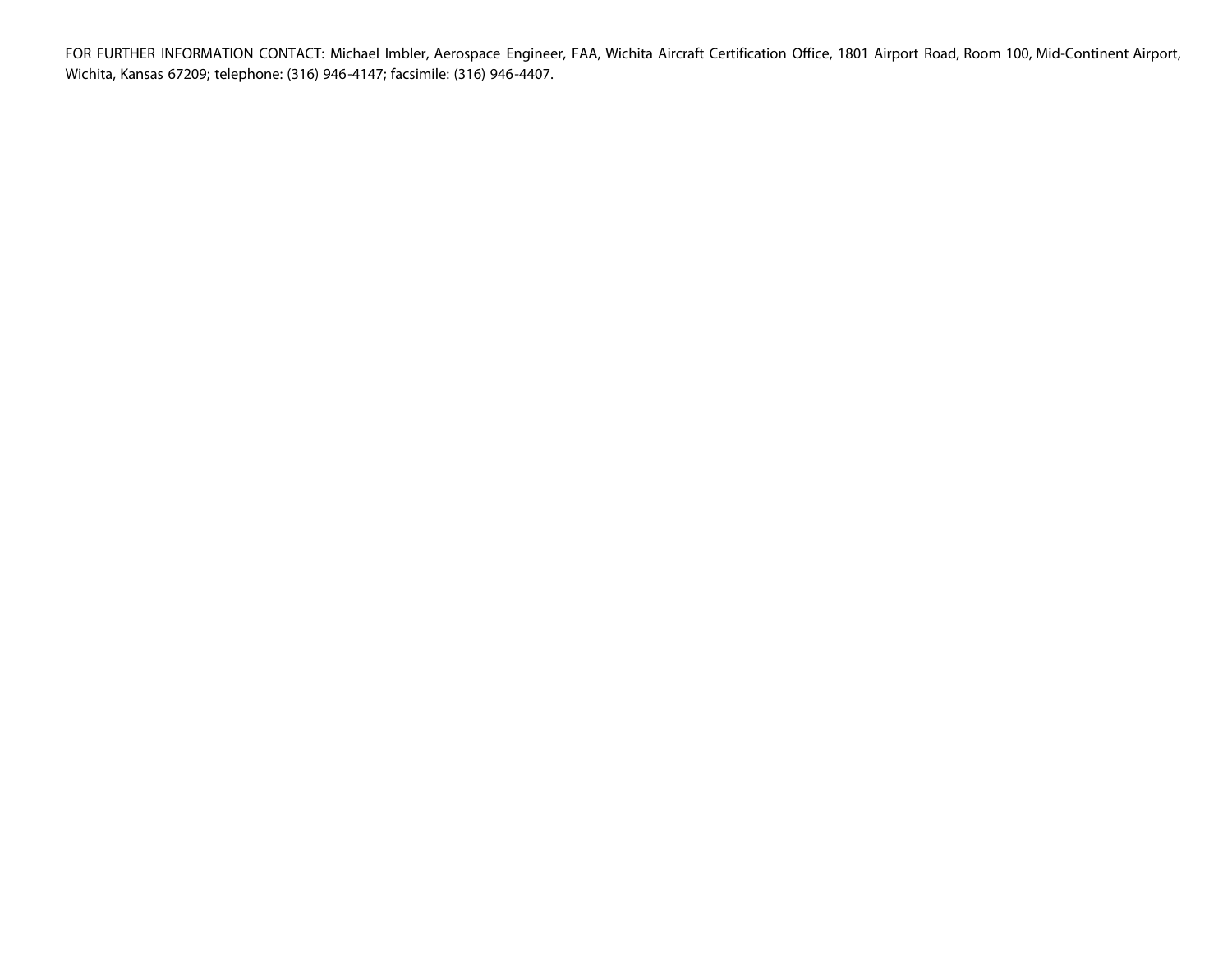FOR FURTHER INFORMATION CONTACT: Michael Imbler, Aerospace Engineer, FAA, Wichita Aircraft Certification Office, 1801 Airport Road, Room 100, Mid-Continent Airport, Wichita, Kansas 67209; telephone: (316) 946-4147; facsimile: (316) 946-4407.